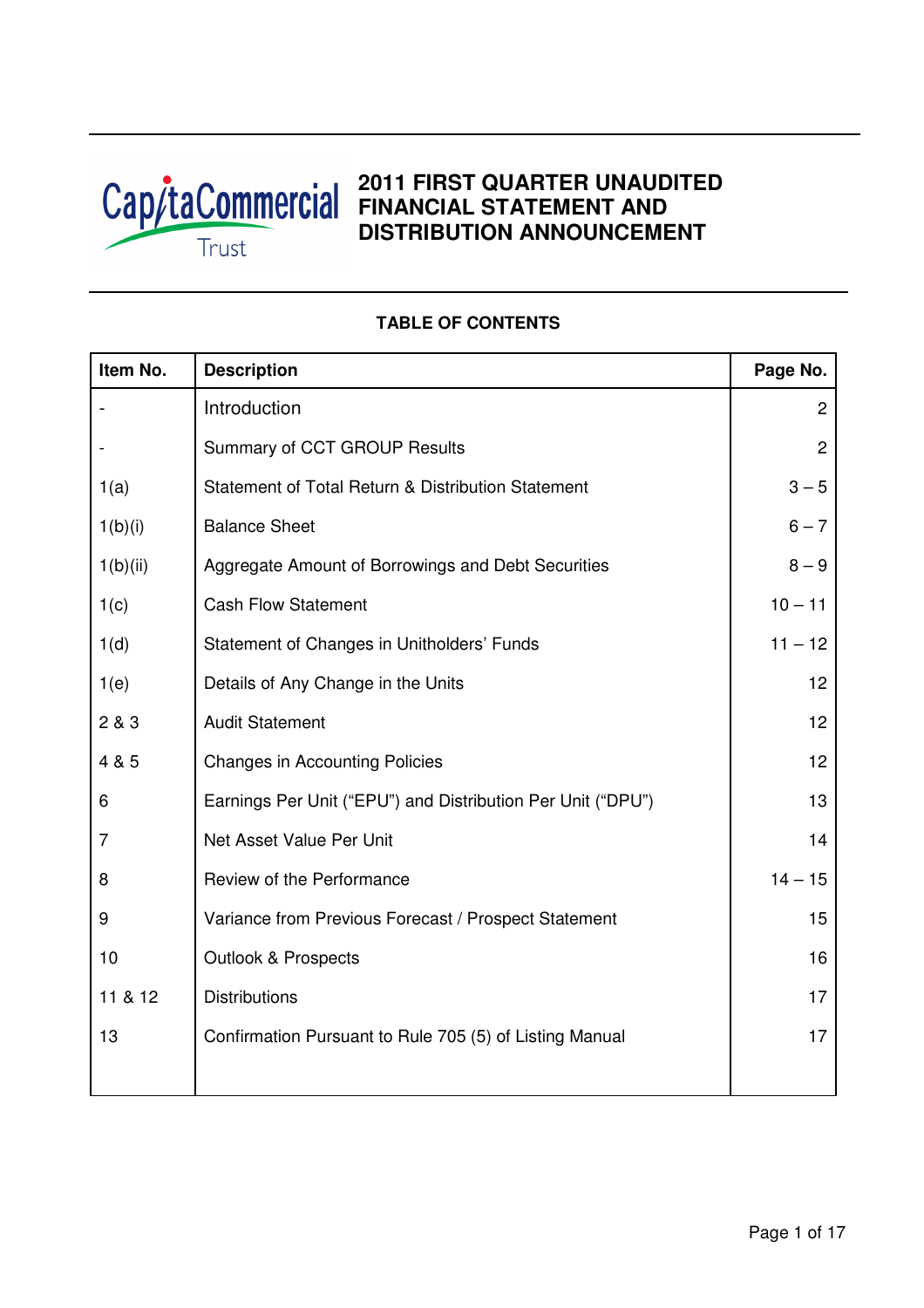CapitaCommercial Trust

# 2011 FIRST QUARTER UNAUDITED FINANCIAL STATEMENT AND DISTRIBUTION ANNOUNCEMENT

## TABLE OF CONTENTS

| Item No. | Description | Page No. |
|---|---|---|
| - | Introduction | 2 |
| - | Summary of CCT GROUP Results | 2 |
| 1(a) | Statement of Total Return & Distribution Statement | 3 – 5 |
| 1(b)(i) | Balance Sheet | 6 – 7 |
| 1(b)(ii) | Aggregate Amount of Borrowings and Debt Securities | 8 – 9 |
| 1(c) | Cash Flow Statement | 10 – 11 |
| 1(d) | Statement of Changes in Unitholders' Funds | 11 – 12 |
| 1(e) | Details of Any Change in the Units | 12 |
| 2 & 3 | Audit Statement | 12 |
| 4 & 5 | Changes in Accounting Policies | 12 |
| 6 | Earnings Per Unit ("EPU") and Distribution Per Unit ("DPU") | 13 |
| 7 | Net Asset Value Per Unit | 14 |
| 8 | Review of the Performance | 14 – 15 |
| 9 | Variance from Previous Forecast / Prospect Statement | 15 |
| 10 | Outlook & Prospects | 16 |
| 11 & 12 | Distributions | 17 |
| 13 | Confirmation Pursuant to Rule 705 (5) of Listing Manual | 17 |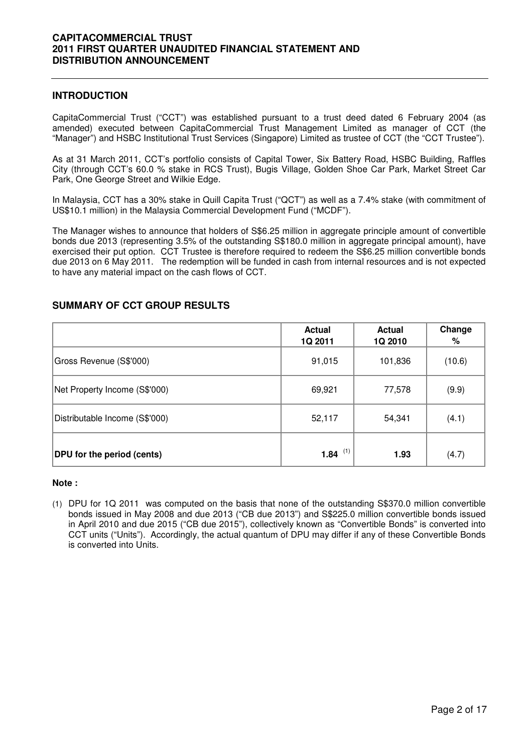## INTRODUCTION

CapitaCommercial Trust ("CCT") was established pursuant to a trust deed dated 6 February 2004 (as amended) executed between CapitaCommercial Trust Management Limited as manager of CCT (the "Manager") and HSBC Institutional Trust Services (Singapore) Limited as trustee of CCT (the "CCT Trustee").

As at 31 March 2011, CCT's portfolio consists of Capital Tower, Six Battery Road, HSBC Building, Raffles City (through CCT's 60.0 % stake in RCS Trust), Bugis Village, Golden Shoe Car Park, Market Street Car Park, One George Street and Wilkie Edge.

In Malaysia, CCT has a 30% stake in Quill Capita Trust ("QCT") as well as a 7.4% stake (with commitment of US$10.1 million) in the Malaysia Commercial Development Fund ("MCDF").

The Manager wishes to announce that holders of S$6.25 million in aggregate principle amount of convertible bonds due 2013 (representing 3.5% of the outstanding S$180.0 million in aggregate principal amount), have exercised their put option. CCT Trustee is therefore required to redeem the S$6.25 million convertible bonds due 2013 on 6 May 2011. The redemption will be funded in cash from internal resources and is not expected to have any material impact on the cash flows of CCT.

## SUMMARY OF CCT GROUP RESULTS

| | Actual 1Q 2011 | Actual 1Q 2010 | Change % |
|---|---|---|---|
| Gross Revenue (S$'000) | 91,015 | 101,836 | (10.6) |
| Net Property Income (S$'000) | 69,921 | 77,578 | (9.9) |
| Distributable Income (S$'000) | 52,117 | 54,341 | (4.1) |
| **DPU for the period (cents)** | **1.84** [1] | **1.93** | (4.7) |

**Note :**

(1) DPU for 1Q 2011 was computed on the basis that none of the outstanding S$370.0 million convertible bonds issued in May 2008 and due 2013 ("CB due 2013") and S$225.0 million convertible bonds issued in April 2010 and due 2015 ("CB due 2015"), collectively known as "Convertible Bonds" is converted into CCT units ("Units"). Accordingly, the actual quantum of DPU may differ if any of these Convertible Bonds is converted into Units.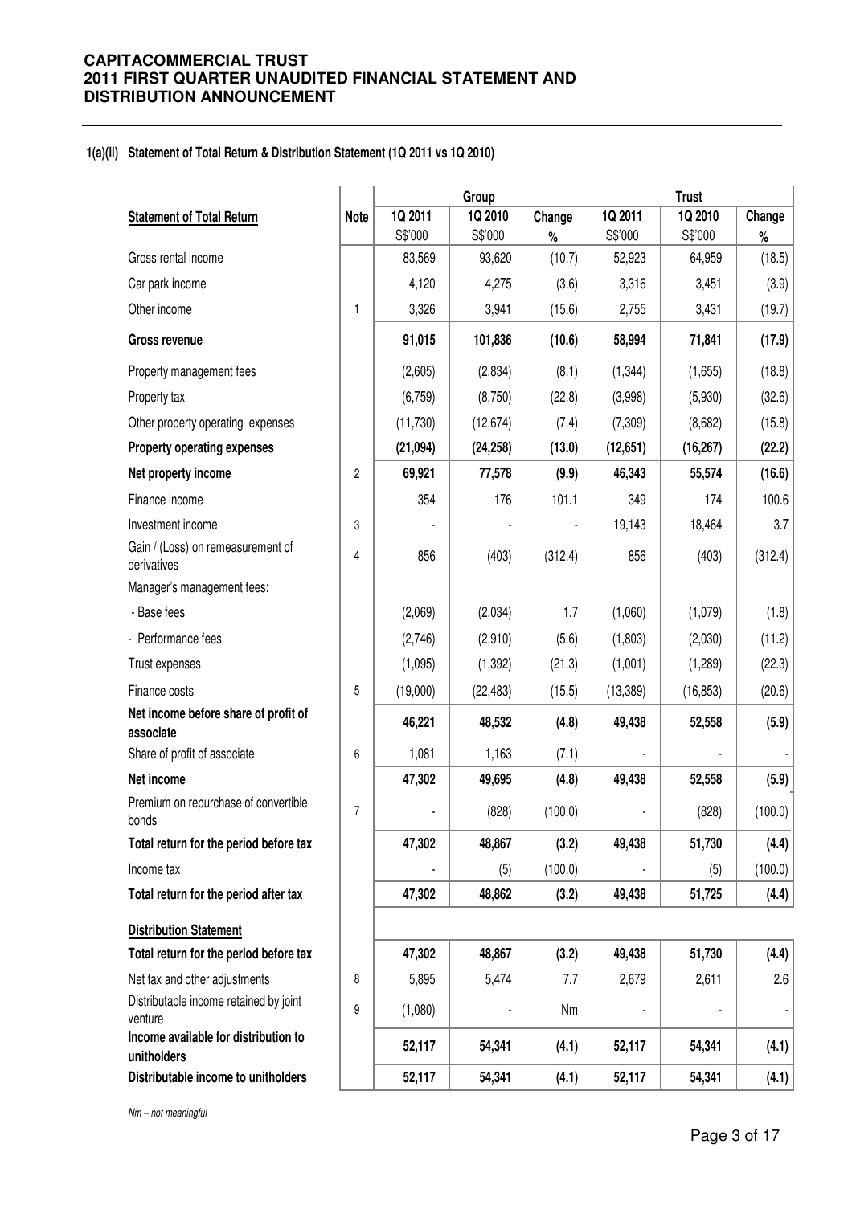#### 1(a)(ii) Statement of Total Return & Distribution Statement (1Q 2011 vs 1Q 2010)

| Statement of Total Return | Note | Group | | | Trust | | |
|---|---|---|---|---|---|---|---|
| | | 1Q 2011 S$'000 | 1Q 2010 S$'000 | Change % | 1Q 2011 S$'000 | 1Q 2010 S$'000 | Change % |
| Gross rental income | | 83,569 | 93,620 | (10.7) | 52,923 | 64,959 | (18.5) |
| Car park income | | 4,120 | 4,275 | (3.6) | 3,316 | 3,451 | (3.9) |
| Other income | 1 | 3,326 | 3,941 | (15.6) | 2,755 | 3,431 | (19.7) |
| **Gross revenue** | | **91,015** | **101,836** | **(10.6)** | **58,994** | **71,841** | **(17.9)** |
| Property management fees | | (2,605) | (2,834) | (8.1) | (1,344) | (1,655) | (18.8) |
| Property tax | | (6,759) | (8,750) | (22.8) | (3,998) | (5,930) | (32.6) |
| Other property operating expenses | | (11,730) | (12,674) | (7.4) | (7,309) | (8,682) | (15.8) |
| **Property operating expenses** | | **(21,094)** | **(24,258)** | **(13.0)** | **(12,651)** | **(16,267)** | **(22.2)** |
| **Net property income** | 2 | **69,921** | **77,578** | **(9.9)** | **46,343** | **55,574** | **(16.6)** |
| Finance income | | 354 | 176 | 101.1 | 349 | 174 | 100.6 |
| Investment income | 3 | - | - | - | 19,143 | 18,464 | 3.7 |
| Gain / (Loss) on remeasurement of derivatives | 4 | 856 | (403) | (312.4) | 856 | (403) | (312.4) |
| Manager's management fees: | | | | | | | |
| - Base fees | | (2,069) | (2,034) | 1.7 | (1,060) | (1,079) | (1.8) |
| - Performance fees | | (2,746) | (2,910) | (5.6) | (1,803) | (2,030) | (11.2) |
| Trust expenses | | (1,095) | (1,392) | (21.3) | (1,001) | (1,289) | (22.3) |
| Finance costs | 5 | (19,000) | (22,483) | (15.5) | (13,389) | (16,853) | (20.6) |
| **Net income before share of profit of associate** | | **46,221** | **48,532** | **(4.8)** | **49,438** | **52,558** | **(5.9)** |
| Share of profit of associate | 6 | 1,081 | 1,163 | (7.1) | - | - | - |
| **Net income** | | **47,302** | **49,695** | **(4.8)** | **49,438** | **52,558** | **(5.9)** |
| Premium on repurchase of convertible bonds | 7 | - | (828) | (100.0) | - | (828) | (100.0) |
| **Total return for the period before tax** | | **47,302** | **48,867** | **(3.2)** | **49,438** | **51,730** | **(4.4)** |
| Income tax | | - | (5) | (100.0) | - | (5) | (100.0) |
| **Total return for the period after tax** | | **47,302** | **48,862** | **(3.2)** | **49,438** | **51,725** | **(4.4)** |
| **Distribution Statement** | | | | | | | |
| **Total return for the period before tax** | | **47,302** | **48,867** | **(3.2)** | **49,438** | **51,730** | **(4.4)** |
| Net tax and other adjustments | 8 | 5,895 | 5,474 | 7.7 | 2,679 | 2,611 | 2.6 |
| Distributable income retained by joint venture | 9 | (1,080) | - | Nm | - | - | - |
| **Income available for distribution to unitholders** | | **52,117** | **54,341** | **(4.1)** | **52,117** | **54,341** | **(4.1)** |
| **Distributable income to unitholders** | | **52,117** | **54,341** | **(4.1)** | **52,117** | **54,341** | **(4.1)** |

*Nm – not meaningful*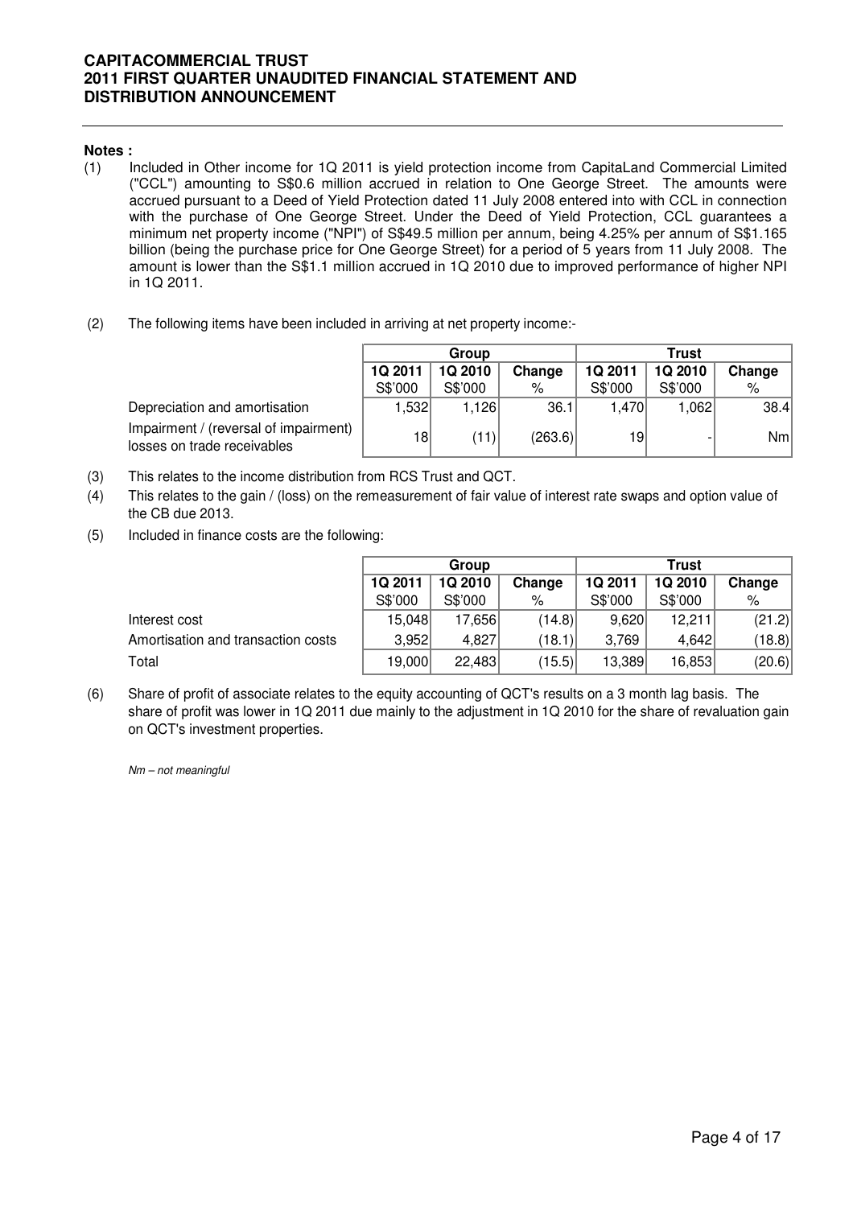**Notes :**

(1) Included in Other income for 1Q 2011 is yield protection income from CapitaLand Commercial Limited ("CCL") amounting to S$0.6 million accrued in relation to One George Street. The amounts were accrued pursuant to a Deed of Yield Protection dated 11 July 2008 entered into with CCL in connection with the purchase of One George Street. Under the Deed of Yield Protection, CCL guarantees a minimum net property income ("NPI") of S$49.5 million per annum, being 4.25% per annum of S$1.165 billion (being the purchase price for One George Street) for a period of 5 years from 11 July 2008. The amount is lower than the S$1.1 million accrued in 1Q 2010 due to improved performance of higher NPI in 1Q 2011.

(2) The following items have been included in arriving at net property income:-

| | Group | | | Trust | | |
|---|---|---|---|---|---|---|
| | 1Q 2011 | 1Q 2010 | Change | 1Q 2011 | 1Q 2010 | Change |
| | S$'000 | S$'000 | % | S$'000 | S$'000 | % |
| Depreciation and amortisation | 1,532 | 1,126 | 36.1 | 1,470 | 1,062 | 38.4 |
| Impairment / (reversal of impairment) losses on trade receivables | 18 | (11) | (263.6) | 19 | - | Nm |

(3) This relates to the income distribution from RCS Trust and QCT.

(4) This relates to the gain / (loss) on the remeasurement of fair value of interest rate swaps and option value of the CB due 2013.

(5) Included in finance costs are the following:

| | Group | | | Trust | | |
|---|---|---|---|---|---|---|
| | 1Q 2011 | 1Q 2010 | Change | 1Q 2011 | 1Q 2010 | Change |
| | S$'000 | S$'000 | % | S$'000 | S$'000 | % |
| Interest cost | 15,048 | 17,656 | (14.8) | 9,620 | 12,211 | (21.2) |
| Amortisation and transaction costs | 3,952 | 4,827 | (18.1) | 3,769 | 4,642 | (18.8) |
| Total | 19,000 | 22,483 | (15.5) | 13,389 | 16,853 | (20.6) |

(6) Share of profit of associate relates to the equity accounting of QCT's results on a 3 month lag basis. The share of profit was lower in 1Q 2011 due mainly to the adjustment in 1Q 2010 for the share of revaluation gain on QCT's investment properties.

*Nm – not meaningful*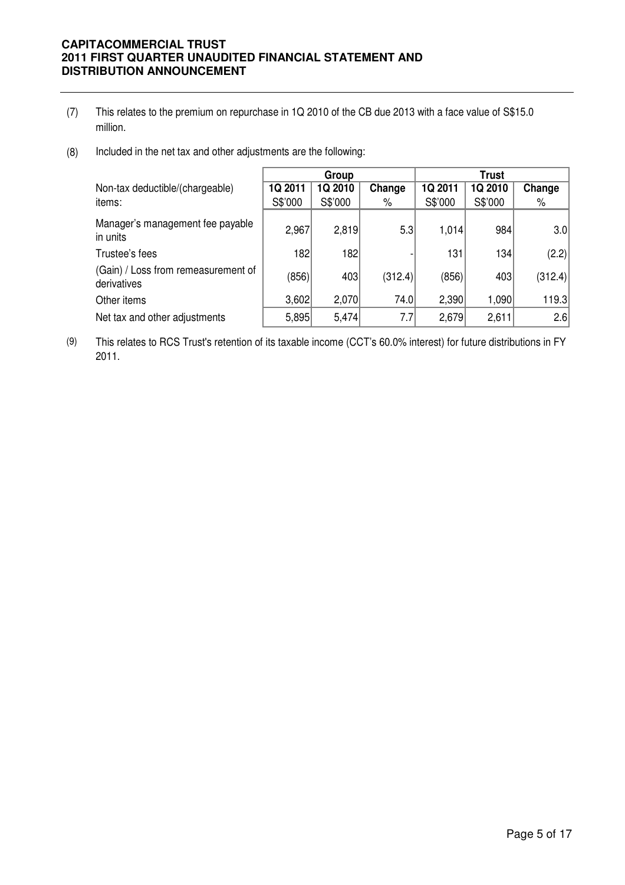(7) This relates to the premium on repurchase in 1Q 2010 of the CB due 2013 with a face value of S$15.0 million.

(8) Included in the net tax and other adjustments are the following:

| | Group | | | Trust | | |
|---|---|---|---|---|---|---|
| Non-tax deductible/(chargeable) items: | 1Q 2011 S$'000 | 1Q 2010 S$'000 | Change % | 1Q 2011 S$'000 | 1Q 2010 S$'000 | Change % |
| Manager's management fee payable in units | 2,967 | 2,819 | 5.3 | 1,014 | 984 | 3.0 |
| Trustee's fees | 182 | 182 | - | 131 | 134 | (2.2) |
| (Gain) / Loss from remeasurement of derivatives | (856) | 403 | (312.4) | (856) | 403 | (312.4) |
| Other items | 3,602 | 2,070 | 74.0 | 2,390 | 1,090 | 119.3 |
| Net tax and other adjustments | 5,895 | 5,474 | 7.7 | 2,679 | 2,611 | 2.6 |

(9) This relates to RCS Trust's retention of its taxable income (CCT's 60.0% interest) for future distributions in FY 2011.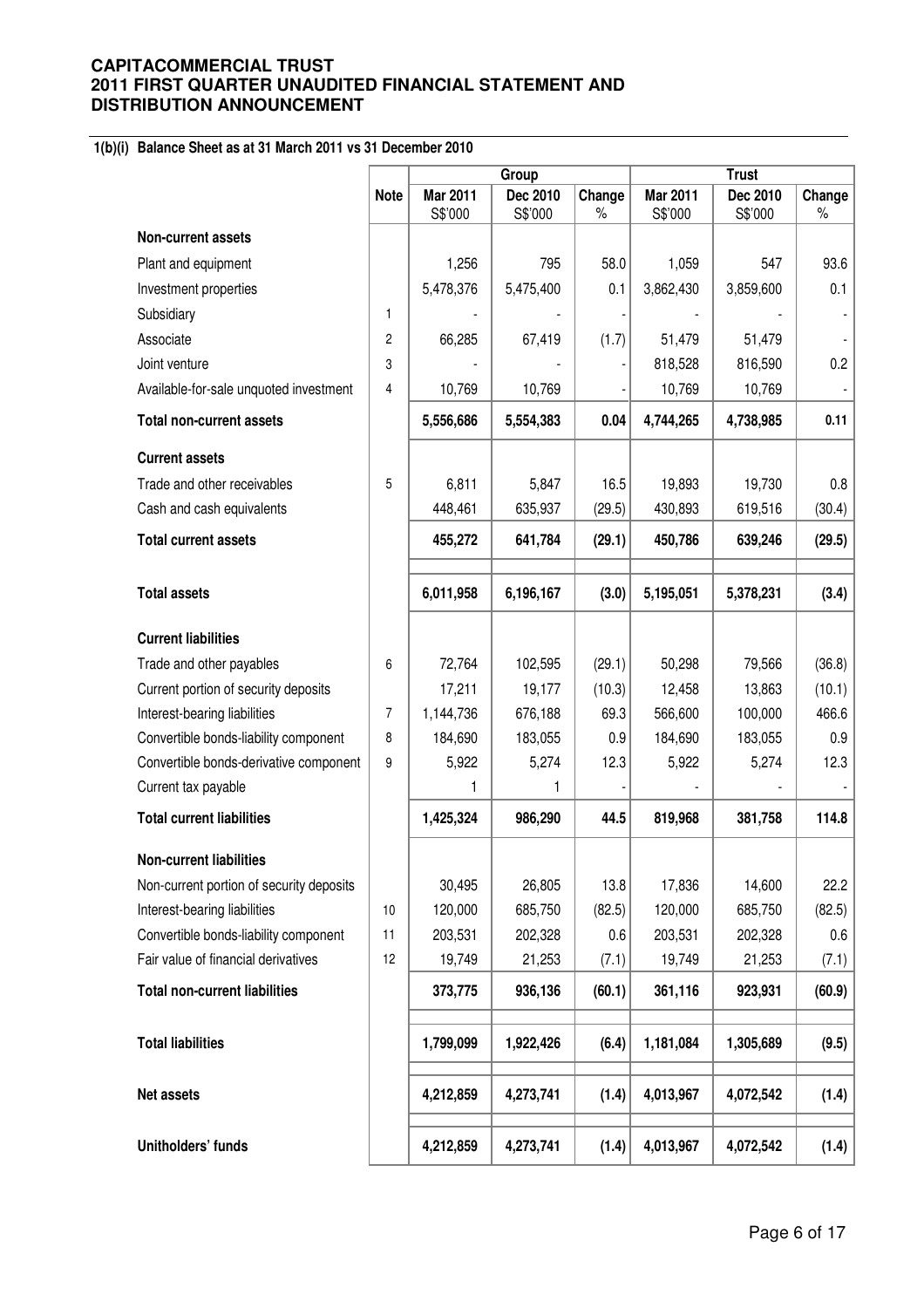**CAPITACOMMERCIAL TRUST**
**2011 FIRST QUARTER UNAUDITED FINANCIAL STATEMENT AND DISTRIBUTION ANNOUNCEMENT**

**1(b)(i) Balance Sheet as at 31 March 2011 vs 31 December 2010**

| | Note | Group | | | Trust | | |
|---|---|---|---|---|---|---|---|
| | | Mar 2011 S$'000 | Dec 2010 S$'000 | Change % | Mar 2011 S$'000 | Dec 2010 S$'000 | Change % |
| **Non-current assets** | | | | | | | |
| Plant and equipment | | 1,256 | 795 | 58.0 | 1,059 | 547 | 93.6 |
| Investment properties | | 5,478,376 | 5,475,400 | 0.1 | 3,862,430 | 3,859,600 | 0.1 |
| Subsidiary | 1 | - | - | - | - | - | - |
| Associate | 2 | 66,285 | 67,419 | (1.7) | 51,479 | 51,479 | - |
| Joint venture | 3 | - | - | - | 818,528 | 816,590 | 0.2 |
| Available-for-sale unquoted investment | 4 | 10,769 | 10,769 | - | 10,769 | 10,769 | - |
| **Total non-current assets** | | **5,556,686** | **5,554,383** | **0.04** | **4,744,265** | **4,738,985** | **0.11** |
| **Current assets** | | | | | | | |
| Trade and other receivables | 5 | 6,811 | 5,847 | 16.5 | 19,893 | 19,730 | 0.8 |
| Cash and cash equivalents | | 448,461 | 635,937 | (29.5) | 430,893 | 619,516 | (30.4) |
| **Total current assets** | | **455,272** | **641,784** | **(29.1)** | **450,786** | **639,246** | **(29.5)** |
| **Total assets** | | **6,011,958** | **6,196,167** | **(3.0)** | **5,195,051** | **5,378,231** | **(3.4)** |
| **Current liabilities** | | | | | | | |
| Trade and other payables | 6 | 72,764 | 102,595 | (29.1) | 50,298 | 79,566 | (36.8) |
| Current portion of security deposits | | 17,211 | 19,177 | (10.3) | 12,458 | 13,863 | (10.1) |
| Interest-bearing liabilities | 7 | 1,144,736 | 676,188 | 69.3 | 566,600 | 100,000 | 466.6 |
| Convertible bonds-liability component | 8 | 184,690 | 183,055 | 0.9 | 184,690 | 183,055 | 0.9 |
| Convertible bonds-derivative component | 9 | 5,922 | 5,274 | 12.3 | 5,922 | 5,274 | 12.3 |
| Current tax payable | | 1 | 1 | - | - | - | - |
| **Total current liabilities** | | **1,425,324** | **986,290** | **44.5** | **819,968** | **381,758** | **114.8** |
| **Non-current liabilities** | | | | | | | |
| Non-current portion of security deposits | | 30,495 | 26,805 | 13.8 | 17,836 | 14,600 | 22.2 |
| Interest-bearing liabilities | 10 | 120,000 | 685,750 | (82.5) | 120,000 | 685,750 | (82.5) |
| Convertible bonds-liability component | 11 | 203,531 | 202,328 | 0.6 | 203,531 | 202,328 | 0.6 |
| Fair value of financial derivatives | 12 | 19,749 | 21,253 | (7.1) | 19,749 | 21,253 | (7.1) |
| **Total non-current liabilities** | | **373,775** | **936,136** | **(60.1)** | **361,116** | **923,931** | **(60.9)** |
| **Total liabilities** | | **1,799,099** | **1,922,426** | **(6.4)** | **1,181,084** | **1,305,689** | **(9.5)** |
| **Net assets** | | **4,212,859** | **4,273,741** | **(1.4)** | **4,013,967** | **4,072,542** | **(1.4)** |
| **Unitholders' funds** | | **4,212,859** | **4,273,741** | **(1.4)** | **4,013,967** | **4,072,542** | **(1.4)** |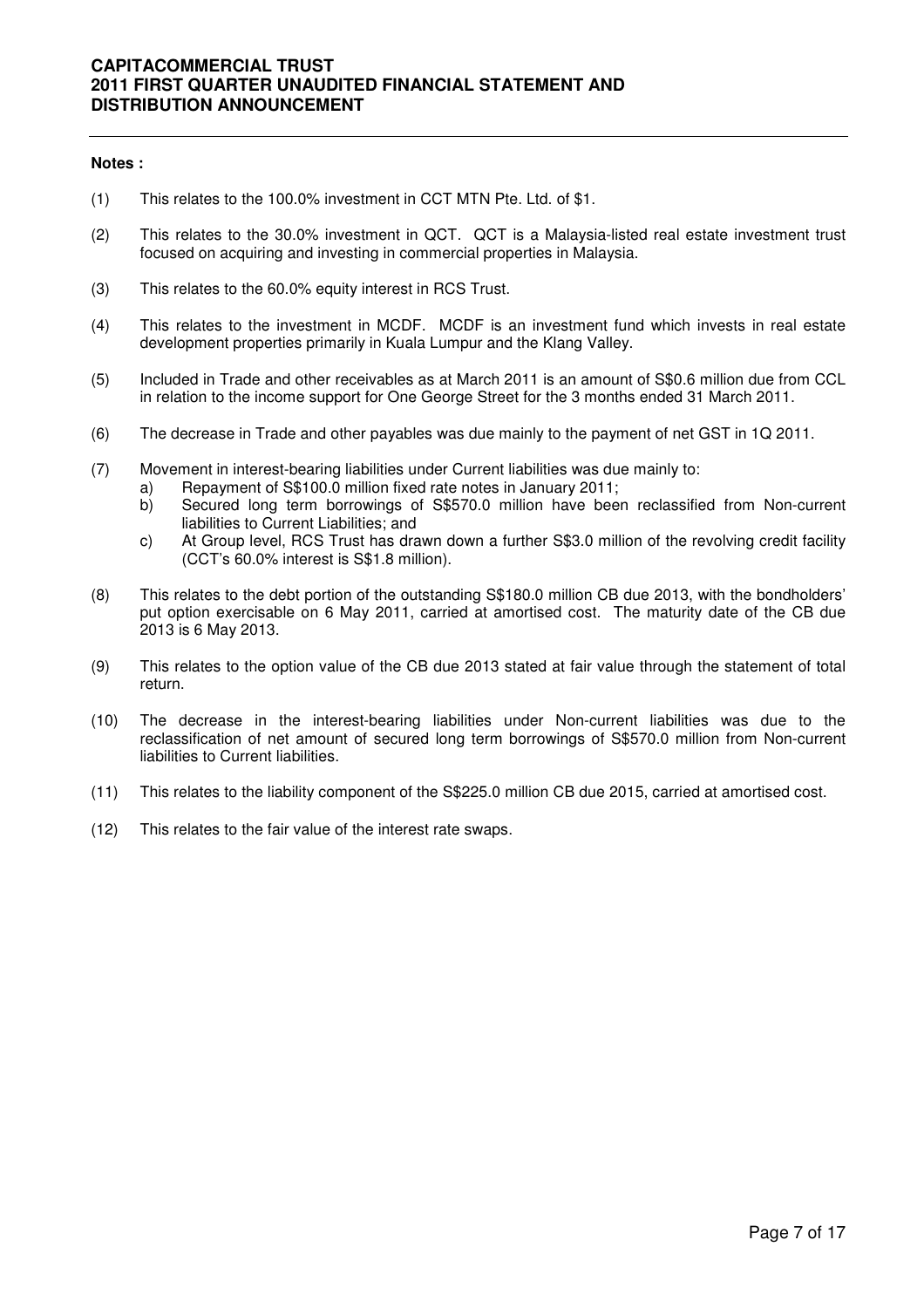**Notes :**

(1) This relates to the 100.0% investment in CCT MTN Pte. Ltd. of $1.

(2) This relates to the 30.0% investment in QCT. QCT is a Malaysia-listed real estate investment trust focused on acquiring and investing in commercial properties in Malaysia.

(3) This relates to the 60.0% equity interest in RCS Trust.

(4) This relates to the investment in MCDF. MCDF is an investment fund which invests in real estate development properties primarily in Kuala Lumpur and the Klang Valley.

(5) Included in Trade and other receivables as at March 2011 is an amount of S$0.6 million due from CCL in relation to the income support for One George Street for the 3 months ended 31 March 2011.

(6) The decrease in Trade and other payables was due mainly to the payment of net GST in 1Q 2011.

(7) Movement in interest-bearing liabilities under Current liabilities was due mainly to:
   a) Repayment of S$100.0 million fixed rate notes in January 2011;
   b) Secured long term borrowings of S$570.0 million have been reclassified from Non-current liabilities to Current Liabilities; and
   c) At Group level, RCS Trust has drawn down a further S$3.0 million of the revolving credit facility (CCT's 60.0% interest is S$1.8 million).

(8) This relates to the debt portion of the outstanding S$180.0 million CB due 2013, with the bondholders' put option exercisable on 6 May 2011, carried at amortised cost. The maturity date of the CB due 2013 is 6 May 2013.

(9) This relates to the option value of the CB due 2013 stated at fair value through the statement of total return.

(10) The decrease in the interest-bearing liabilities under Non-current liabilities was due to the reclassification of net amount of secured long term borrowings of S$570.0 million from Non-current liabilities to Current liabilities.

(11) This relates to the liability component of the S$225.0 million CB due 2015, carried at amortised cost.

(12) This relates to the fair value of the interest rate swaps.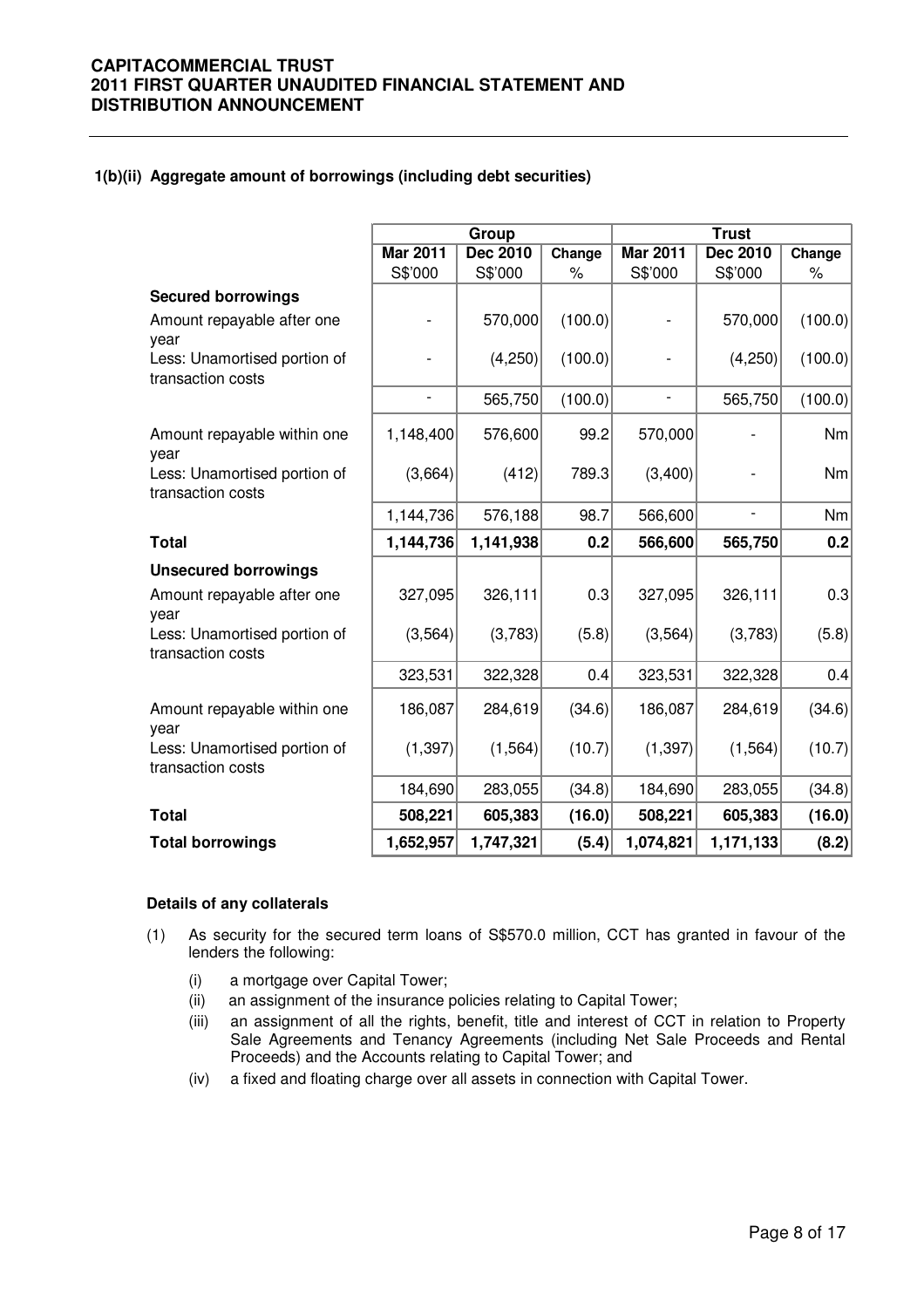### 1(b)(ii) Aggregate amount of borrowings (including debt securities)

| | Group | | | Trust | | |
|---|---|---|---|---|---|---|
| | Mar 2011 | Dec 2010 | Change | Mar 2011 | Dec 2010 | Change |
| | S$'000 | S$'000 | % | S$'000 | S$'000 | % |
| **Secured borrowings** | | | | | | |
| Amount repayable after one year | - | 570,000 | (100.0) | - | 570,000 | (100.0) |
| Less: Unamortised portion of transaction costs | - | (4,250) | (100.0) | - | (4,250) | (100.0) |
| | - | 565,750 | (100.0) | - | 565,750 | (100.0) |
| Amount repayable within one year | 1,148,400 | 576,600 | 99.2 | 570,000 | - | Nm |
| Less: Unamortised portion of transaction costs | (3,664) | (412) | 789.3 | (3,400) | - | Nm |
| | 1,144,736 | 576,188 | 98.7 | 566,600 | - | Nm |
| **Total** | **1,144,736** | **1,141,938** | **0.2** | **566,600** | **565,750** | **0.2** |
| **Unsecured borrowings** | | | | | | |
| Amount repayable after one year | 327,095 | 326,111 | 0.3 | 327,095 | 326,111 | 0.3 |
| Less: Unamortised portion of transaction costs | (3,564) | (3,783) | (5.8) | (3,564) | (3,783) | (5.8) |
| | 323,531 | 322,328 | 0.4 | 323,531 | 322,328 | 0.4 |
| Amount repayable within one year | 186,087 | 284,619 | (34.6) | 186,087 | 284,619 | (34.6) |
| Less: Unamortised portion of transaction costs | (1,397) | (1,564) | (10.7) | (1,397) | (1,564) | (10.7) |
| | 184,690 | 283,055 | (34.8) | 184,690 | 283,055 | (34.8) |
| **Total** | **508,221** | **605,383** | **(16.0)** | **508,221** | **605,383** | **(16.0)** |
| **Total borrowings** | **1,652,957** | **1,747,321** | **(5.4)** | **1,074,821** | **1,171,133** | **(8.2)** |

**Details of any collaterals**

(1) As security for the secured term loans of S$570.0 million, CCT has granted in favour of the lenders the following:

- (i) a mortgage over Capital Tower;
- (ii) an assignment of the insurance policies relating to Capital Tower;
- (iii) an assignment of all the rights, benefit, title and interest of CCT in relation to Property Sale Agreements and Tenancy Agreements (including Net Sale Proceeds and Rental Proceeds) and the Accounts relating to Capital Tower; and
- (iv) a fixed and floating charge over all assets in connection with Capital Tower.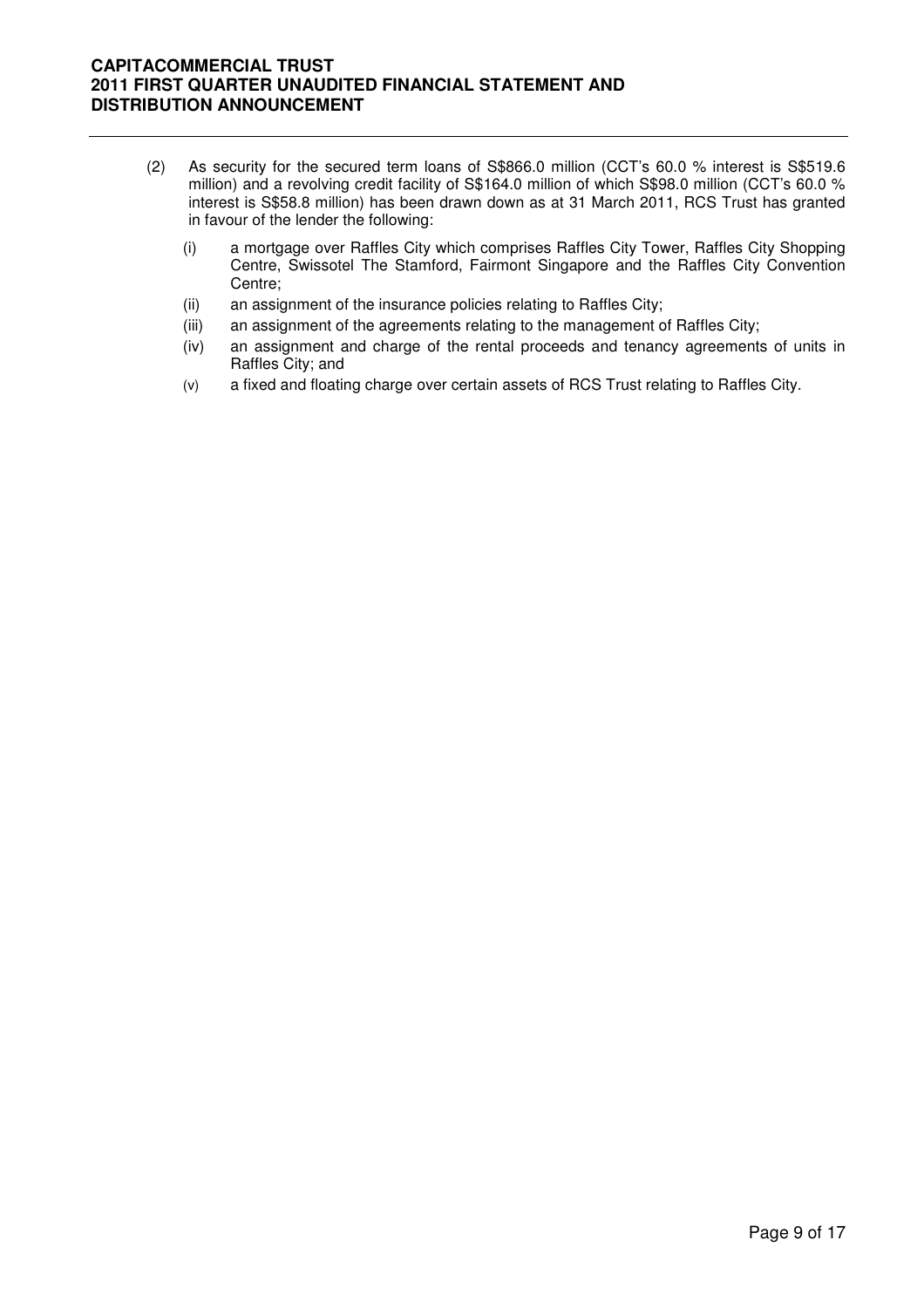(2) As security for the secured term loans of S$866.0 million (CCT's 60.0 % interest is S$519.6 million) and a revolving credit facility of S$164.0 million of which S$98.0 million (CCT's 60.0 % interest is S$58.8 million) has been drawn down as at 31 March 2011, RCS Trust has granted in favour of the lender the following:

   (i) a mortgage over Raffles City which comprises Raffles City Tower, Raffles City Shopping Centre, Swissotel The Stamford, Fairmont Singapore and the Raffles City Convention Centre;

   (ii) an assignment of the insurance policies relating to Raffles City;

   (iii) an assignment of the agreements relating to the management of Raffles City;

   (iv) an assignment and charge of the rental proceeds and tenancy agreements of units in Raffles City; and

   (v) a fixed and floating charge over certain assets of RCS Trust relating to Raffles City.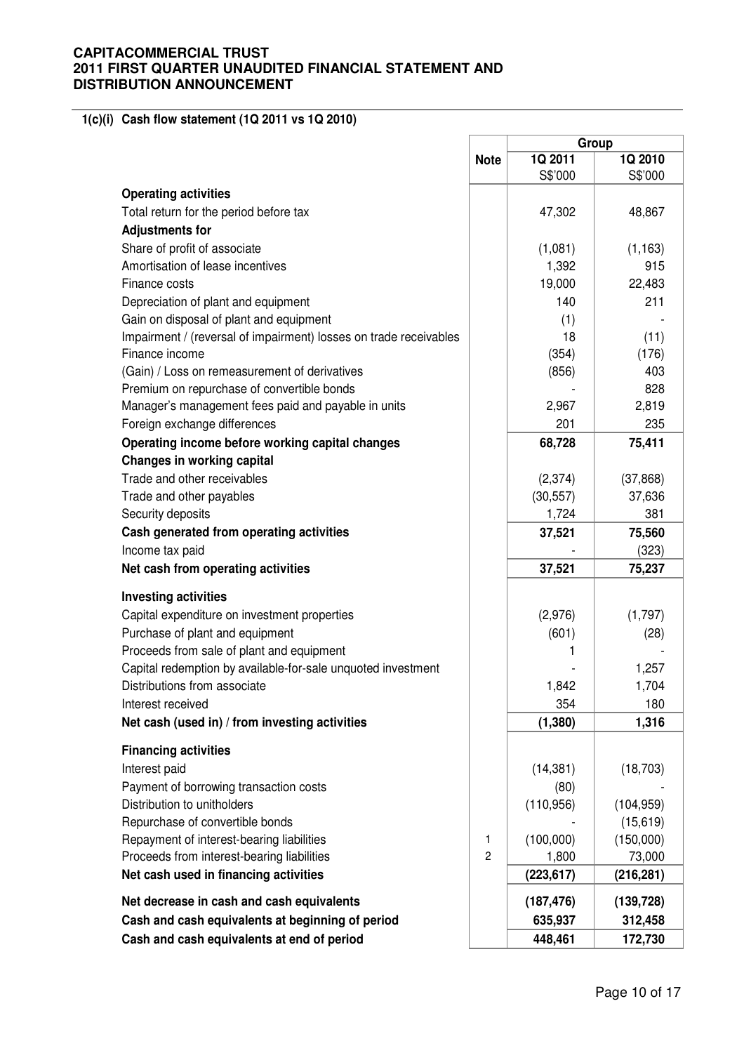**CAPITACOMMERCIAL TRUST**
**2011 FIRST QUARTER UNAUDITED FINANCIAL STATEMENT AND DISTRIBUTION ANNOUNCEMENT**

### 1(c)(i) Cash flow statement (1Q 2011 vs 1Q 2010)

| | Note | Group | |
|---|---|---|---|
| | | 1Q 2011 | 1Q 2010 |
| | | S$'000 | S$'000 |
| **Operating activities** | | | |
| Total return for the period before tax | | 47,302 | 48,867 |
| **Adjustments for** | | | |
| Share of profit of associate | | (1,081) | (1,163) |
| Amortisation of lease incentives | | 1,392 | 915 |
| Finance costs | | 19,000 | 22,483 |
| Depreciation of plant and equipment | | 140 | 211 |
| Gain on disposal of plant and equipment | | (1) | - |
| Impairment / (reversal of impairment) losses on trade receivables | | 18 | (11) |
| Finance income | | (354) | (176) |
| (Gain) / Loss on remeasurement of derivatives | | (856) | 403 |
| Premium on repurchase of convertible bonds | | - | 828 |
| Manager's management fees paid and payable in units | | 2,967 | 2,819 |
| Foreign exchange differences | | 201 | 235 |
| **Operating income before working capital changes** | | **68,728** | **75,411** |
| **Changes in working capital** | | | |
| Trade and other receivables | | (2,374) | (37,868) |
| Trade and other payables | | (30,557) | 37,636 |
| Security deposits | | 1,724 | 381 |
| **Cash generated from operating activities** | | **37,521** | **75,560** |
| Income tax paid | | - | (323) |
| **Net cash from operating activities** | | **37,521** | **75,237** |
| **Investing activities** | | | |
| Capital expenditure on investment properties | | (2,976) | (1,797) |
| Purchase of plant and equipment | | (601) | (28) |
| Proceeds from sale of plant and equipment | | 1 | - |
| Capital redemption by available-for-sale unquoted investment | | - | 1,257 |
| Distributions from associate | | 1,842 | 1,704 |
| Interest received | | 354 | 180 |
| **Net cash (used in) / from investing activities** | | **(1,380)** | **1,316** |
| **Financing activities** | | | |
| Interest paid | | (14,381) | (18,703) |
| Payment of borrowing transaction costs | | (80) | - |
| Distribution to unitholders | | (110,956) | (104,959) |
| Repurchase of convertible bonds | | - | (15,619) |
| Repayment of interest-bearing liabilities | 1 | (100,000) | (150,000) |
| Proceeds from interest-bearing liabilities | 2 | 1,800 | 73,000 |
| **Net cash used in financing activities** | | **(223,617)** | **(216,281)** |
| **Net decrease in cash and cash equivalents** | | **(187,476)** | **(139,728)** |
| **Cash and cash equivalents at beginning of period** | | **635,937** | **312,458** |
| **Cash and cash equivalents at end of period** | | **448,461** | **172,730** |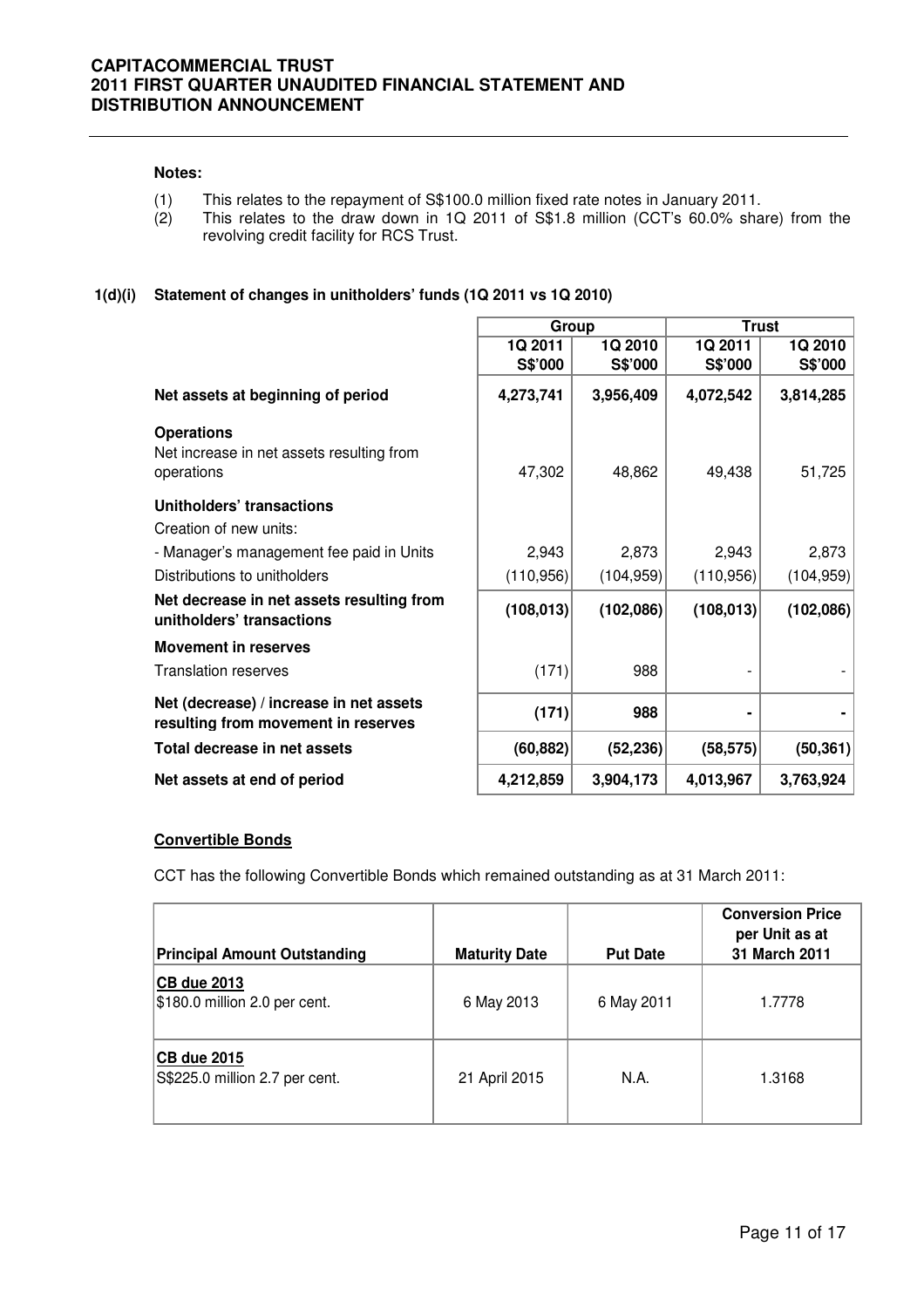**Notes:**

(1) This relates to the repayment of S$100.0 million fixed rate notes in January 2011.
(2) This relates to the draw down in 1Q 2011 of S$1.8 million (CCT's 60.0% share) from the revolving credit facility for RCS Trust.

### 1(d)(i) Statement of changes in unitholders' funds (1Q 2011 vs 1Q 2010)

| | Group | | Trust | |
|---|---|---|---|---|
| | 1Q 2011<br>S$'000 | 1Q 2010<br>S$'000 | 1Q 2011<br>S$'000 | 1Q 2010<br>S$'000 |
| **Net assets at beginning of period** | **4,273,741** | **3,956,409** | **4,072,542** | **3,814,285** |
| **Operations** | | | | |
| Net increase in net assets resulting from operations | 47,302 | 48,862 | 49,438 | 51,725 |
| **Unitholders' transactions** | | | | |
| Creation of new units: | | | | |
| - Manager's management fee paid in Units | 2,943 | 2,873 | 2,943 | 2,873 |
| Distributions to unitholders | (110,956) | (104,959) | (110,956) | (104,959) |
| **Net decrease in net assets resulting from unitholders' transactions** | **(108,013)** | **(102,086)** | **(108,013)** | **(102,086)** |
| **Movement in reserves** | | | | |
| Translation reserves | (171) | 988 | - | - |
| **Net (decrease) / increase in net assets resulting from movement in reserves** | **(171)** | **988** | **-** | **-** |
| **Total decrease in net assets** | **(60,882)** | **(52,236)** | **(58,575)** | **(50,361)** |
| **Net assets at end of period** | **4,212,859** | **3,904,173** | **4,013,967** | **3,763,924** |

**Convertible Bonds**

CCT has the following Convertible Bonds which remained outstanding as at 31 March 2011:

| Principal Amount Outstanding | Maturity Date | Put Date | Conversion Price per Unit as at 31 March 2011 |
|---|---|---|---|
| **CB due 2013**<br>$180.0 million 2.0 per cent. | 6 May 2013 | 6 May 2011 | 1.7778 |
| **CB due 2015**<br>S$225.0 million 2.7 per cent. | 21 April 2015 | N.A. | 1.3168 |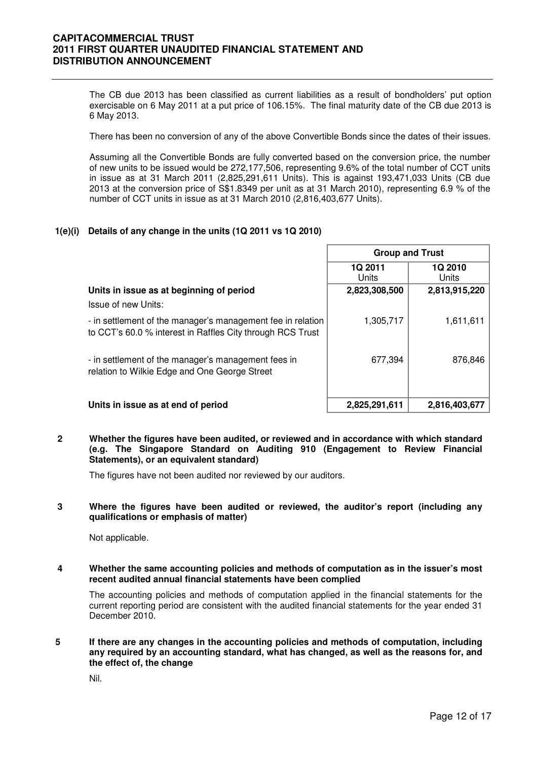The CB due 2013 has been classified as current liabilities as a result of bondholders' put option exercisable on 6 May 2011 at a put price of 106.15%. The final maturity date of the CB due 2013 is 6 May 2013.

There has been no conversion of any of the above Convertible Bonds since the dates of their issues.

Assuming all the Convertible Bonds are fully converted based on the conversion price, the number of new units to be issued would be 272,177,506, representing 9.6% of the total number of CCT units in issue as at 31 March 2011 (2,825,291,611 Units). This is against 193,471,033 Units (CB due 2013 at the conversion price of S$1.8349 per unit as at 31 March 2010), representing 6.9 % of the number of CCT units in issue as at 31 March 2010 (2,816,403,677 Units).

**1(e)(i) Details of any change in the units (1Q 2011 vs 1Q 2010)**

| | Group and Trust | |
|---|---|---|
| | 1Q 2011 Units | 1Q 2010 Units |
| **Units in issue as at beginning of period** | **2,823,308,500** | **2,813,915,220** |
| Issue of new Units: | | |
| - in settlement of the manager's management fee in relation to CCT's 60.0 % interest in Raffles City through RCS Trust | 1,305,717 | 1,611,611 |
| - in settlement of the manager's management fees in relation to Wilkie Edge and One George Street | 677,394 | 876,846 |
| **Units in issue as at end of period** | **2,825,291,611** | **2,816,403,677** |

**2 Whether the figures have been audited, or reviewed and in accordance with which standard (e.g. The Singapore Standard on Auditing 910 (Engagement to Review Financial Statements), or an equivalent standard)**

The figures have not been audited nor reviewed by our auditors.

**3 Where the figures have been audited or reviewed, the auditor's report (including any qualifications or emphasis of matter)**

Not applicable.

**4 Whether the same accounting policies and methods of computation as in the issuer's most recent audited annual financial statements have been complied**

The accounting policies and methods of computation applied in the financial statements for the current reporting period are consistent with the audited financial statements for the year ended 31 December 2010.

**5 If there are any changes in the accounting policies and methods of computation, including any required by an accounting standard, what has changed, as well as the reasons for, and the effect of, the change**

Nil.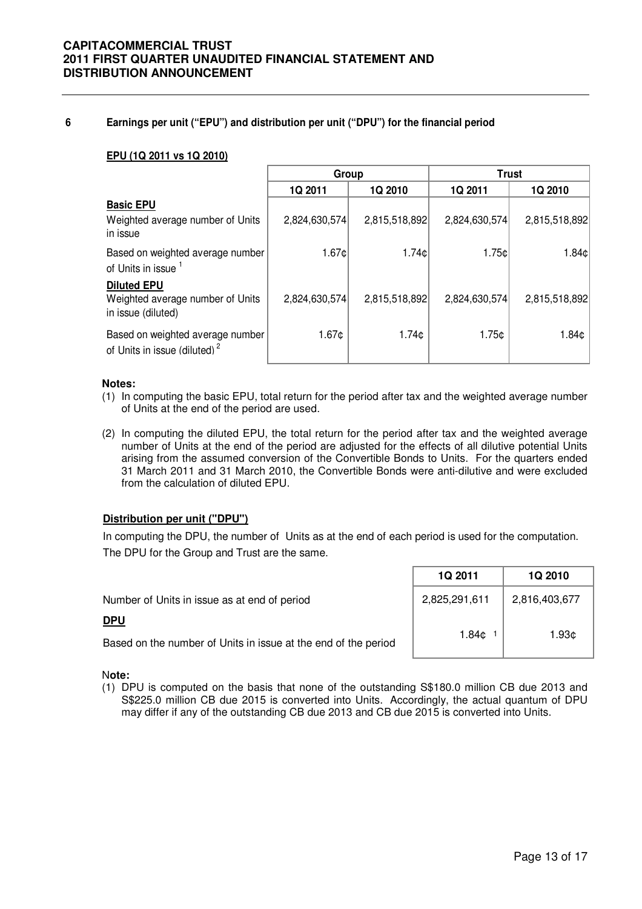## 6 Earnings per unit ("EPU") and distribution per unit ("DPU") for the financial period

**EPU (1Q 2011 vs 1Q 2010)**

| | Group | | Trust | |
|---|---|---|---|---|
| | 1Q 2011 | 1Q 2010 | 1Q 2011 | 1Q 2010 |
| **Basic EPU** | | | | |
| Weighted average number of Units in issue | 2,824,630,574 | 2,815,518,892 | 2,824,630,574 | 2,815,518,892 |
| Based on weighted average number of Units in issue [1] | 1.67¢ | 1.74¢ | 1.75¢ | 1.84¢ |
| **Diluted EPU** | | | | |
| Weighted average number of Units in issue (diluted) | 2,824,630,574 | 2,815,518,892 | 2,824,630,574 | 2,815,518,892 |
| Based on weighted average number of Units in issue (diluted) [2] | 1.67¢ | 1.74¢ | 1.75¢ | 1.84¢ |

**Notes:**

(1) In computing the basic EPU, total return for the period after tax and the weighted average number of Units at the end of the period are used.

(2) In computing the diluted EPU, the total return for the period after tax and the weighted average number of Units at the end of the period are adjusted for the effects of all dilutive potential Units arising from the assumed conversion of the Convertible Bonds to Units. For the quarters ended 31 March 2011 and 31 March 2010, the Convertible Bonds were anti-dilutive and were excluded from the calculation of diluted EPU.

**Distribution per unit ("DPU")**

In computing the DPU, the number of Units as at the end of each period is used for the computation. The DPU for the Group and Trust are the same.

| | 1Q 2011 | 1Q 2010 |
|---|---|---|
| Number of Units in issue as at end of period | 2,825,291,611 | 2,816,403,677 |
| **DPU** | | |
| Based on the number of Units in issue at the end of the period | 1.84¢ [1] | 1.93¢ |

**Note:**

(1) DPU is computed on the basis that none of the outstanding S$180.0 million CB due 2013 and S$225.0 million CB due 2015 is converted into Units. Accordingly, the actual quantum of DPU may differ if any of the outstanding CB due 2013 and CB due 2015 is converted into Units.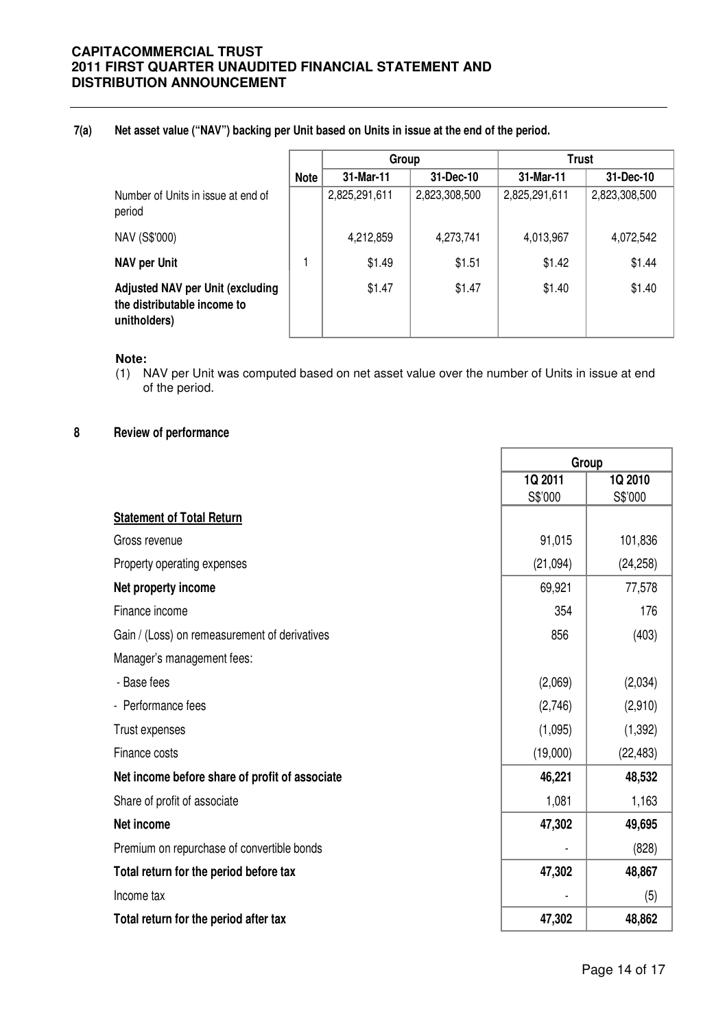## 7(a) Net asset value ("NAV") backing per Unit based on Units in issue at the end of the period.

| | Note | Group | | Trust | |
|---|---|---|---|---|---|
| | | 31-Mar-11 | 31-Dec-10 | 31-Mar-11 | 31-Dec-10 |
| Number of Units in issue at end of period | | 2,825,291,611 | 2,823,308,500 | 2,825,291,611 | 2,823,308,500 |
| NAV (S$'000) | | 4,212,859 | 4,273,741 | 4,013,967 | 4,072,542 |
| **NAV per Unit** | 1 | $1.49 | $1.51 | $1.42 | $1.44 |
| **Adjusted NAV per Unit (excluding the distributable income to unitholders)** | | $1.47 | $1.47 | $1.40 | $1.40 |

**Note:**

(1) NAV per Unit was computed based on net asset value over the number of Units in issue at end of the period.

## 8 Review of performance

| | Group | |
|---|---|---|
| | 1Q 2011<br>S$'000 | 1Q 2010<br>S$'000 |
| **Statement of Total Return** | | |
| Gross revenue | 91,015 | 101,836 |
| Property operating expenses | (21,094) | (24,258) |
| **Net property income** | 69,921 | 77,578 |
| Finance income | 354 | 176 |
| Gain / (Loss) on remeasurement of derivatives | 856 | (403) |
| Manager's management fees: | | |
| - Base fees | (2,069) | (2,034) |
| - Performance fees | (2,746) | (2,910) |
| Trust expenses | (1,095) | (1,392) |
| Finance costs | (19,000) | (22,483) |
| **Net income before share of profit of associate** | **46,221** | **48,532** |
| Share of profit of associate | 1,081 | 1,163 |
| **Net income** | **47,302** | **49,695** |
| Premium on repurchase of convertible bonds | - | (828) |
| **Total return for the period before tax** | **47,302** | **48,867** |
| Income tax | - | (5) |
| **Total return for the period after tax** | **47,302** | **48,862** |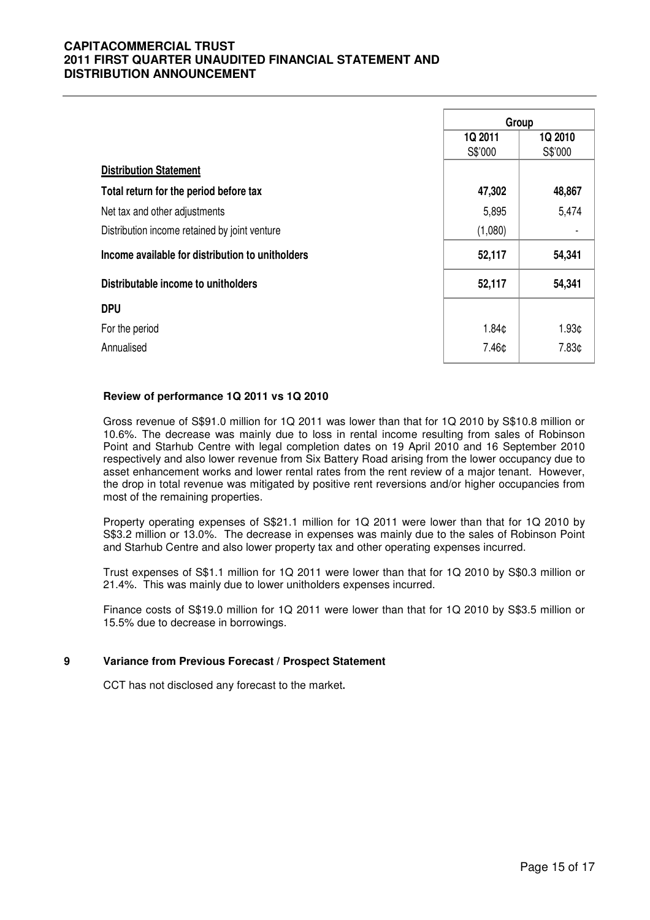| | Group | |
|---|---|---|
| | 1Q 2011 | 1Q 2010 |
| | S$'000 | S$'000 |
| **Distribution Statement** | | |
| **Total return for the period before tax** | **47,302** | **48,867** |
| Net tax and other adjustments | 5,895 | 5,474 |
| Distribution income retained by joint venture | (1,080) | - |
| **Income available for distribution to unitholders** | **52,117** | **54,341** |
| **Distributable income to unitholders** | **52,117** | **54,341** |
| **DPU** | | |
| For the period | 1.84¢ | 1.93¢ |
| Annualised | 7.46¢ | 7.83¢ |

**Review of performance 1Q 2011 vs 1Q 2010**

Gross revenue of S$91.0 million for 1Q 2011 was lower than that for 1Q 2010 by S$10.8 million or 10.6%. The decrease was mainly due to loss in rental income resulting from sales of Robinson Point and Starhub Centre with legal completion dates on 19 April 2010 and 16 September 2010 respectively and also lower revenue from Six Battery Road arising from the lower occupancy due to asset enhancement works and lower rental rates from the rent review of a major tenant. However, the drop in total revenue was mitigated by positive rent reversions and/or higher occupancies from most of the remaining properties.

Property operating expenses of S$21.1 million for 1Q 2011 were lower than that for 1Q 2010 by S$3.2 million or 13.0%. The decrease in expenses was mainly due to the sales of Robinson Point and Starhub Centre and also lower property tax and other operating expenses incurred.

Trust expenses of S$1.1 million for 1Q 2011 were lower than that for 1Q 2010 by S$0.3 million or 21.4%. This was mainly due to lower unitholders expenses incurred.

Finance costs of S$19.0 million for 1Q 2011 were lower than that for 1Q 2010 by S$3.5 million or 15.5% due to decrease in borrowings.

## 9 Variance from Previous Forecast / Prospect Statement

CCT has not disclosed any forecast to the market**.**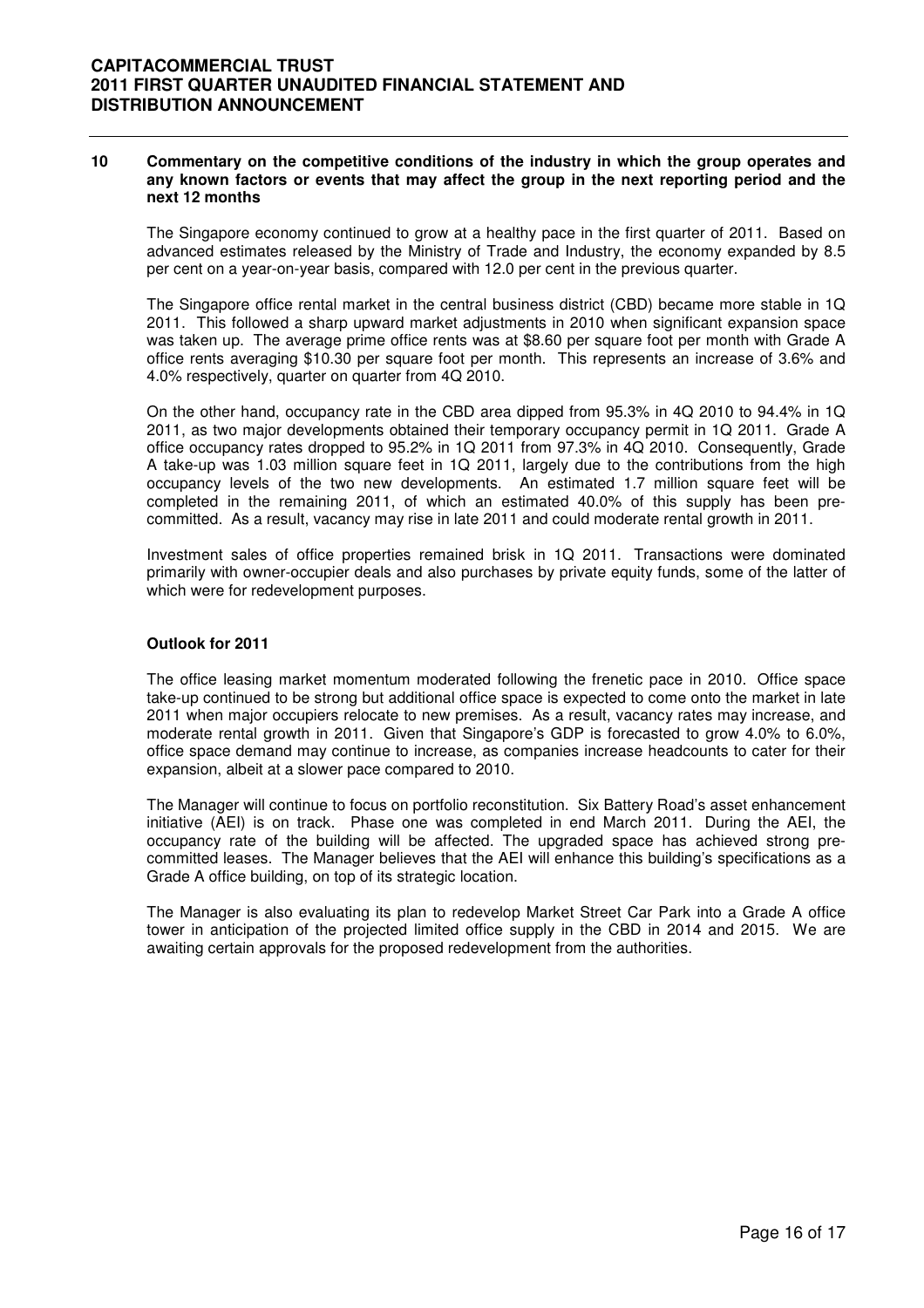## 10 Commentary on the competitive conditions of the industry in which the group operates and any known factors or events that may affect the group in the next reporting period and the next 12 months

The Singapore economy continued to grow at a healthy pace in the first quarter of 2011. Based on advanced estimates released by the Ministry of Trade and Industry, the economy expanded by 8.5 per cent on a year-on-year basis, compared with 12.0 per cent in the previous quarter.

The Singapore office rental market in the central business district (CBD) became more stable in 1Q 2011. This followed a sharp upward market adjustments in 2010 when significant expansion space was taken up. The average prime office rents was at $8.60 per square foot per month with Grade A office rents averaging $10.30 per square foot per month. This represents an increase of 3.6% and 4.0% respectively, quarter on quarter from 4Q 2010.

On the other hand, occupancy rate in the CBD area dipped from 95.3% in 4Q 2010 to 94.4% in 1Q 2011, as two major developments obtained their temporary occupancy permit in 1Q 2011. Grade A office occupancy rates dropped to 95.2% in 1Q 2011 from 97.3% in 4Q 2010. Consequently, Grade A take-up was 1.03 million square feet in 1Q 2011, largely due to the contributions from the high occupancy levels of the two new developments. An estimated 1.7 million square feet will be completed in the remaining 2011, of which an estimated 40.0% of this supply has been pre-committed. As a result, vacancy may rise in late 2011 and could moderate rental growth in 2011.

Investment sales of office properties remained brisk in 1Q 2011. Transactions were dominated primarily with owner-occupier deals and also purchases by private equity funds, some of the latter of which were for redevelopment purposes.

### Outlook for 2011

The office leasing market momentum moderated following the frenetic pace in 2010. Office space take-up continued to be strong but additional office space is expected to come onto the market in late 2011 when major occupiers relocate to new premises. As a result, vacancy rates may increase, and moderate rental growth in 2011. Given that Singapore's GDP is forecasted to grow 4.0% to 6.0%, office space demand may continue to increase, as companies increase headcounts to cater for their expansion, albeit at a slower pace compared to 2010.

The Manager will continue to focus on portfolio reconstitution. Six Battery Road's asset enhancement initiative (AEI) is on track. Phase one was completed in end March 2011. During the AEI, the occupancy rate of the building will be affected. The upgraded space has achieved strong pre-committed leases. The Manager believes that the AEI will enhance this building's specifications as a Grade A office building, on top of its strategic location.

The Manager is also evaluating its plan to redevelop Market Street Car Park into a Grade A office tower in anticipation of the projected limited office supply in the CBD in 2014 and 2015. We are awaiting certain approvals for the proposed redevelopment from the authorities.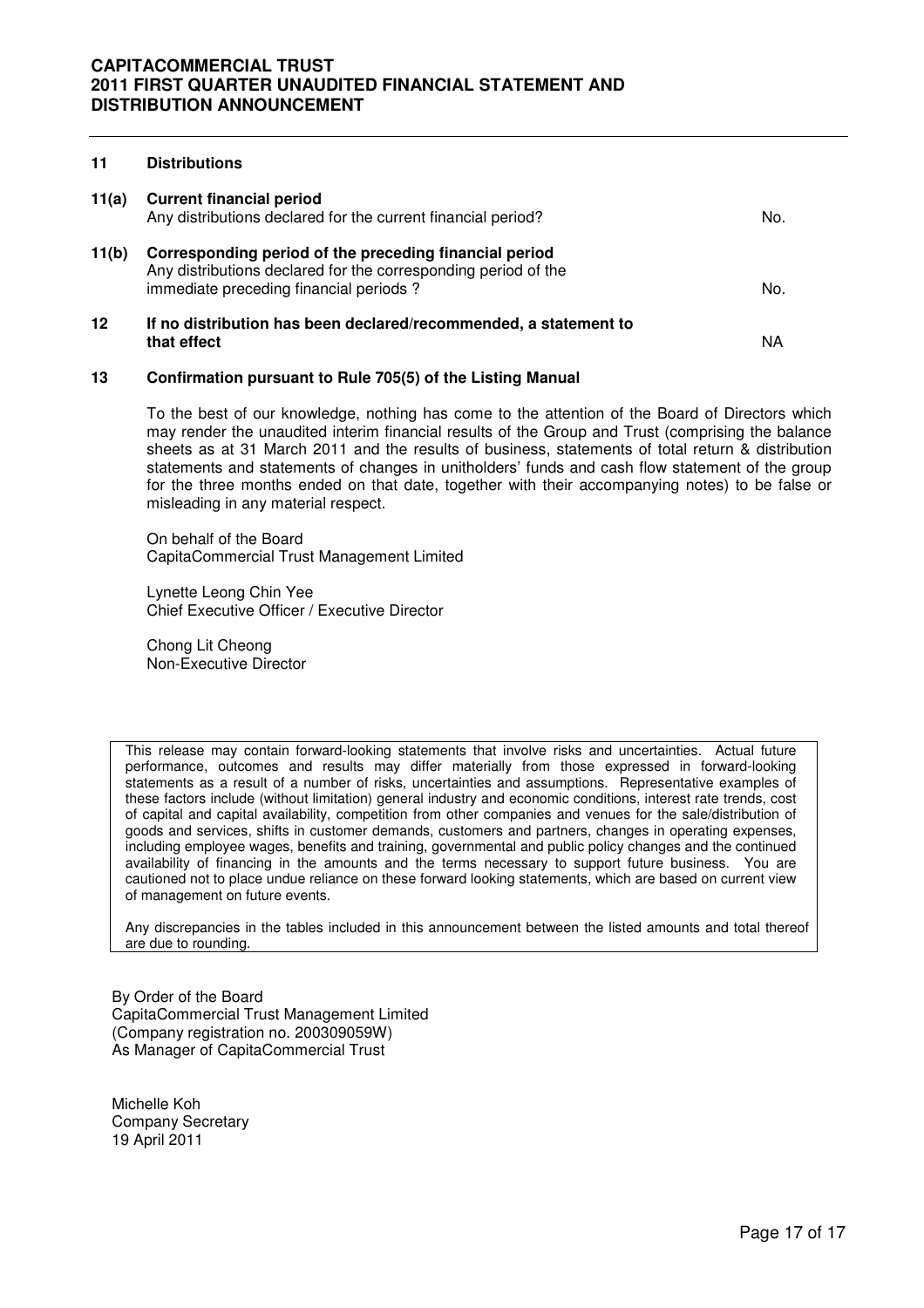## 11 Distributions

**11(a) Current financial period**

Any distributions declared for the current financial period? No.

**11(b) Corresponding period of the preceding financial period**

Any distributions declared for the corresponding period of the immediate preceding financial periods ? No.

**12 If no distribution has been declared/recommended, a statement to that effect** NA

## 13 Confirmation pursuant to Rule 705(5) of the Listing Manual

To the best of our knowledge, nothing has come to the attention of the Board of Directors which may render the unaudited interim financial results of the Group and Trust (comprising the balance sheets as at 31 March 2011 and the results of business, statements of total return & distribution statements and statements of changes in unitholders' funds and cash flow statement of the group for the three months ended on that date, together with their accompanying notes) to be false or misleading in any material respect.

On behalf of the Board
CapitaCommercial Trust Management Limited

Lynette Leong Chin Yee
Chief Executive Officer / Executive Director

Chong Lit Cheong
Non-Executive Director

This release may contain forward-looking statements that involve risks and uncertainties. Actual future performance, outcomes and results may differ materially from those expressed in forward-looking statements as a result of a number of risks, uncertainties and assumptions. Representative examples of these factors include (without limitation) general industry and economic conditions, interest rate trends, cost of capital and capital availability, competition from other companies and venues for the sale/distribution of goods and services, shifts in customer demands, customers and partners, changes in operating expenses, including employee wages, benefits and training, governmental and public policy changes and the continued availability of financing in the amounts and the terms necessary to support future business. You are cautioned not to place undue reliance on these forward looking statements, which are based on current view of management on future events.

Any discrepancies in the tables included in this announcement between the listed amounts and total thereof are due to rounding.

By Order of the Board
CapitaCommercial Trust Management Limited
(Company registration no. 200309059W)
As Manager of CapitaCommercial Trust

Michelle Koh
Company Secretary
19 April 2011